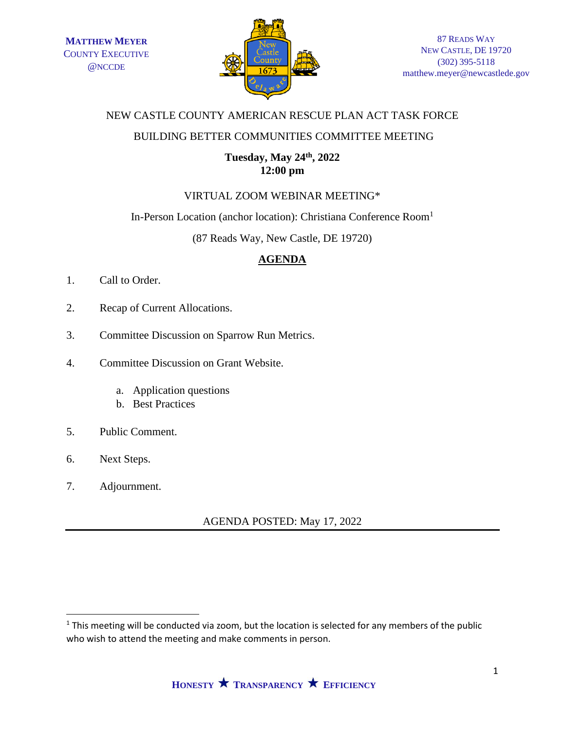**MATTHEW MEYER**
COUNTY EXECUTIVE
@NCCDE

87 READS WAY
NEW CASTLE, DE 19720
(302) 395-5118
matthew.meyer@newcastlede.gov

NEW CASTLE COUNTY AMERICAN RESCUE PLAN ACT TASK FORCE

BUILDING BETTER COMMUNITIES COMMITTEE MEETING

**Tuesday, May 24th, 2022**
**12:00 pm**

VIRTUAL ZOOM WEBINAR MEETING*

In-Person Location (anchor location): Christiana Conference Room[1]

(87 Reads Way, New Castle, DE 19720)

## AGENDA

1. Call to Order.
2. Recap of Current Allocations.
3. Committee Discussion on Sparrow Run Metrics.
4. Committee Discussion on Grant Website.
   a. Application questions
   b. Best Practices
5. Public Comment.
6. Next Steps.
7. Adjournment.

AGENDA POSTED: May 17, 2022

---

[1] This meeting will be conducted via zoom, but the location is selected for any members of the public who wish to attend the meeting and make comments in person.

HONESTY ★ TRANSPARENCY ★ EFFICIENCY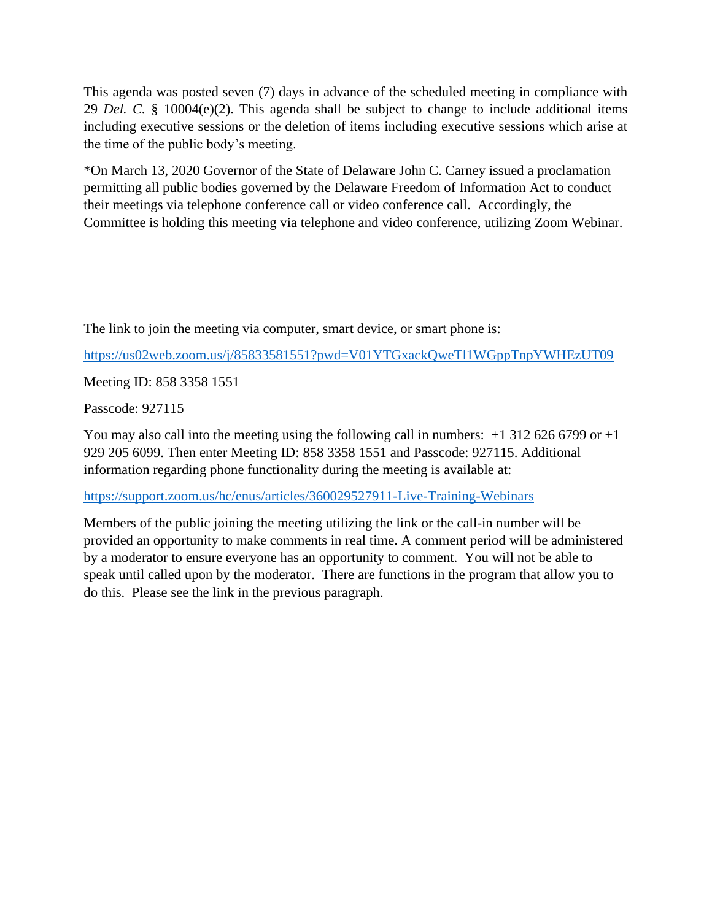This agenda was posted seven (7) days in advance of the scheduled meeting in compliance with 29 *Del. C.* § 10004(e)(2). This agenda shall be subject to change to include additional items including executive sessions or the deletion of items including executive sessions which arise at the time of the public body's meeting.

*On March 13, 2020 Governor of the State of Delaware John C. Carney issued a proclamation permitting all public bodies governed by the Delaware Freedom of Information Act to conduct their meetings via telephone conference call or video conference call. Accordingly, the Committee is holding this meeting via telephone and video conference, utilizing Zoom Webinar.

The link to join the meeting via computer, smart device, or smart phone is:

https://us02web.zoom.us/j/85833581551?pwd=V01YTGxackQweTl1WGppTnpYWHEzUT09

Meeting ID: 858 3358 1551

Passcode: 927115

You may also call into the meeting using the following call in numbers: +1 312 626 6799 or +1 929 205 6099. Then enter Meeting ID: 858 3358 1551 and Passcode: 927115. Additional information regarding phone functionality during the meeting is available at:

https://support.zoom.us/hc/enus/articles/360029527911-Live-Training-Webinars

Members of the public joining the meeting utilizing the link or the call-in number will be provided an opportunity to make comments in real time. A comment period will be administered by a moderator to ensure everyone has an opportunity to comment. You will not be able to speak until called upon by the moderator. There are functions in the program that allow you to do this. Please see the link in the previous paragraph.